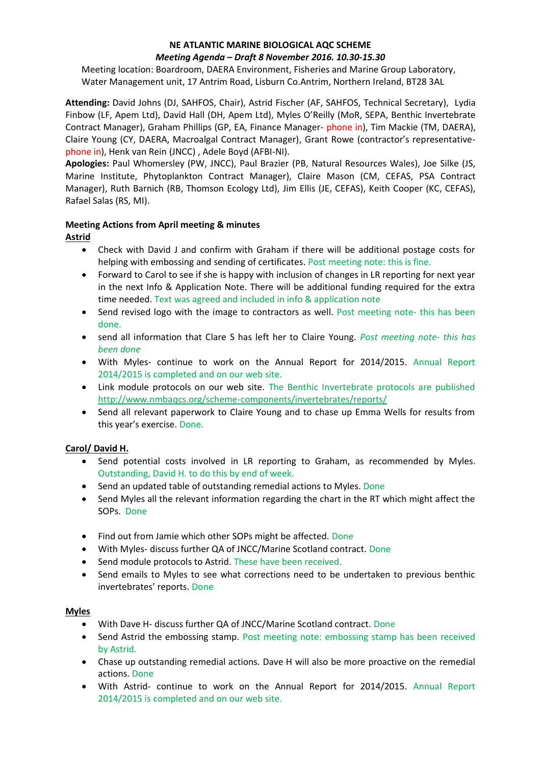**NE ATLANTIC MARINE BIOLOGICAL AQC SCHEME**

***Meeting Agenda – Draft 8 November 2016. 10.30-15.30***

Meeting location: Boardroom, DAERA Environment, Fisheries and Marine Group Laboratory, Water Management unit, 17 Antrim Road, Lisburn Co.Antrim, Northern Ireland, BT28 3AL

**Attending:** David Johns (DJ, SAHFOS, Chair), Astrid Fischer (AF, SAHFOS, Technical Secretary), Lydia Finbow (LF, Apem Ltd), David Hall (DH, Apem Ltd), Myles O'Reilly (MoR, SEPA, Benthic Invertebrate Contract Manager), Graham Phillips (GP, EA, Finance Manager- phone in), Tim Mackie (TM, DAERA), Claire Young (CY, DAERA, Macroalgal Contract Manager), Grant Rowe (contractor's representative- phone in), Henk van Rein (JNCC) , Adele Boyd (AFBI-NI).

**Apologies:** Paul Whomersley (PW, JNCC), Paul Brazier (PB, Natural Resources Wales), Joe Silke (JS, Marine Institute, Phytoplankton Contract Manager), Claire Mason (CM, CEFAS, PSA Contract Manager), Ruth Barnich (RB, Thomson Ecology Ltd), Jim Ellis (JE, CEFAS), Keith Cooper (KC, CEFAS), Rafael Salas (RS, MI).

**Meeting Actions from April meeting & minutes**

**Astrid**

- Check with David J and confirm with Graham if there will be additional postage costs for helping with embossing and sending of certificates. Post meeting note: this is fine.
- Forward to Carol to see if she is happy with inclusion of changes in LR reporting for next year in the next Info & Application Note. There will be additional funding required for the extra time needed. Text was agreed and included in info & application note
- Send revised logo with the image to contractors as well. Post meeting note- this has been done.
- send all information that Clare S has left her to Claire Young. *Post meeting note- this has been done*
- With Myles- continue to work on the Annual Report for 2014/2015. Annual Report 2014/2015 is completed and on our web site.
- Link module protocols on our web site. The Benthic Invertebrate protocols are published http://www.nmbaqcs.org/scheme-components/invertebrates/reports/
- Send all relevant paperwork to Claire Young and to chase up Emma Wells for results from this year's exercise. Done.

**Carol/ David H.**

- Send potential costs involved in LR reporting to Graham, as recommended by Myles. Outstanding, David H. to do this by end of week.
- Send an updated table of outstanding remedial actions to Myles. Done
- Send Myles all the relevant information regarding the chart in the RT which might affect the SOPs. Done
- Find out from Jamie which other SOPs might be affected. Done
- With Myles- discuss further QA of JNCC/Marine Scotland contract. Done
- Send module protocols to Astrid. These have been received.
- Send emails to Myles to see what corrections need to be undertaken to previous benthic invertebrates' reports. Done

**Myles**

- With Dave H- discuss further QA of JNCC/Marine Scotland contract. Done
- Send Astrid the embossing stamp. Post meeting note: embossing stamp has been received by Astrid.
- Chase up outstanding remedial actions. Dave H will also be more proactive on the remedial actions. Done
- With Astrid- continue to work on the Annual Report for 2014/2015. Annual Report 2014/2015 is completed and on our web site.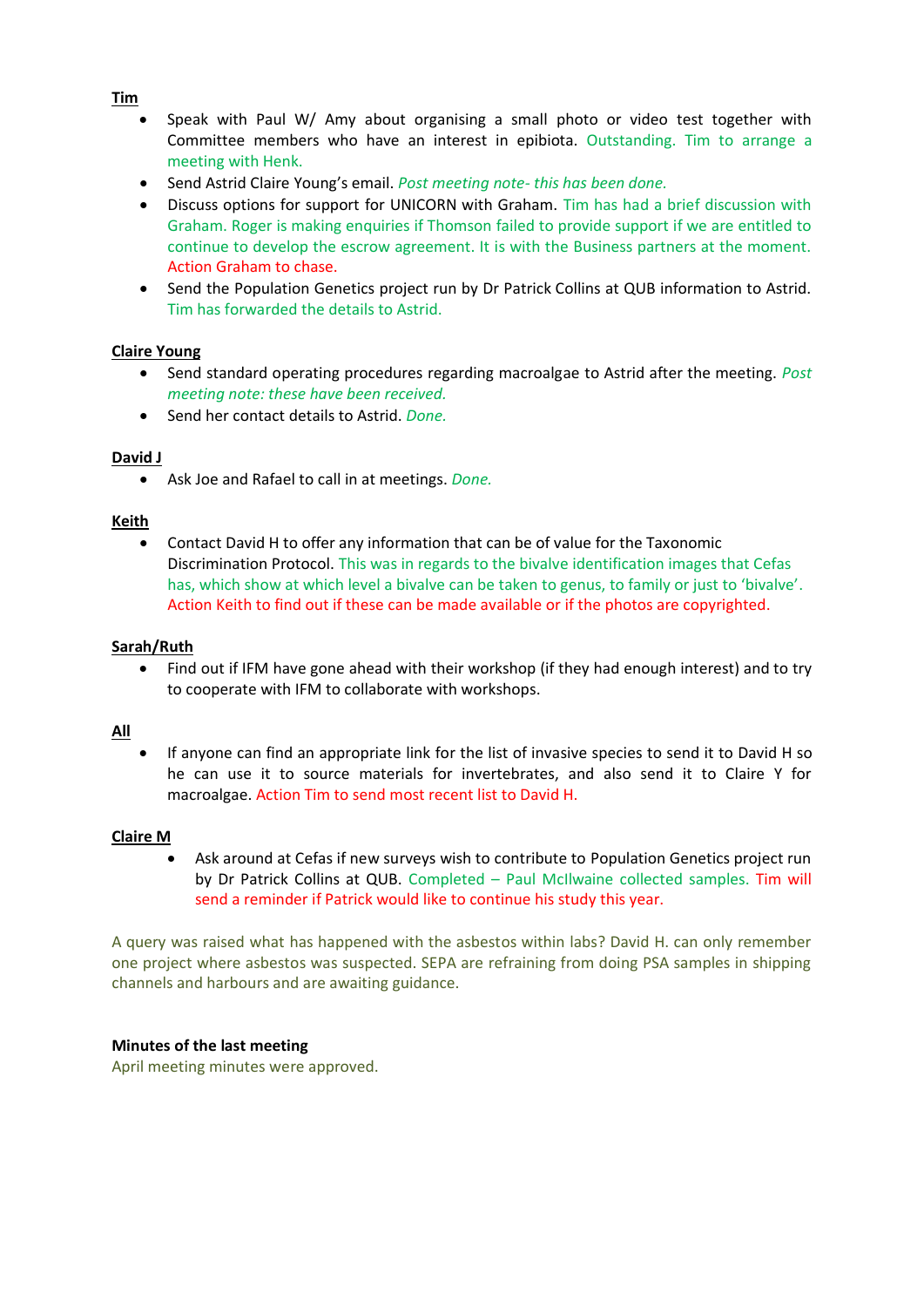**Tim**

- Speak with Paul W/ Amy about organising a small photo or video test together with Committee members who have an interest in epibiota. Outstanding. Tim to arrange a meeting with Henk.
- Send Astrid Claire Young's email. *Post meeting note- this has been done.*
- Discuss options for support for UNICORN with Graham. Tim has had a brief discussion with Graham. Roger is making enquiries if Thomson failed to provide support if we are entitled to continue to develop the escrow agreement. It is with the Business partners at the moment. Action Graham to chase.
- Send the Population Genetics project run by Dr Patrick Collins at QUB information to Astrid. Tim has forwarded the details to Astrid.

**Claire Young**

- Send standard operating procedures regarding macroalgae to Astrid after the meeting. *Post meeting note: these have been received.*
- Send her contact details to Astrid. *Done.*

**David J**

- Ask Joe and Rafael to call in at meetings. *Done.*

**Keith**

- Contact David H to offer any information that can be of value for the Taxonomic Discrimination Protocol. This was in regards to the bivalve identification images that Cefas has, which show at which level a bivalve can be taken to genus, to family or just to 'bivalve'. Action Keith to find out if these can be made available or if the photos are copyrighted.

**Sarah/Ruth**

- Find out if IFM have gone ahead with their workshop (if they had enough interest) and to try to cooperate with IFM to collaborate with workshops.

**All**

- If anyone can find an appropriate link for the list of invasive species to send it to David H so he can use it to source materials for invertebrates, and also send it to Claire Y for macroalgae. Action Tim to send most recent list to David H.

**Claire M**

- Ask around at Cefas if new surveys wish to contribute to Population Genetics project run by Dr Patrick Collins at QUB. Completed – Paul McIlwaine collected samples. Tim will send a reminder if Patrick would like to continue his study this year.

A query was raised what has happened with the asbestos within labs? David H. can only remember one project where asbestos was suspected. SEPA are refraining from doing PSA samples in shipping channels and harbours and are awaiting guidance.

**Minutes of the last meeting**

April meeting minutes were approved.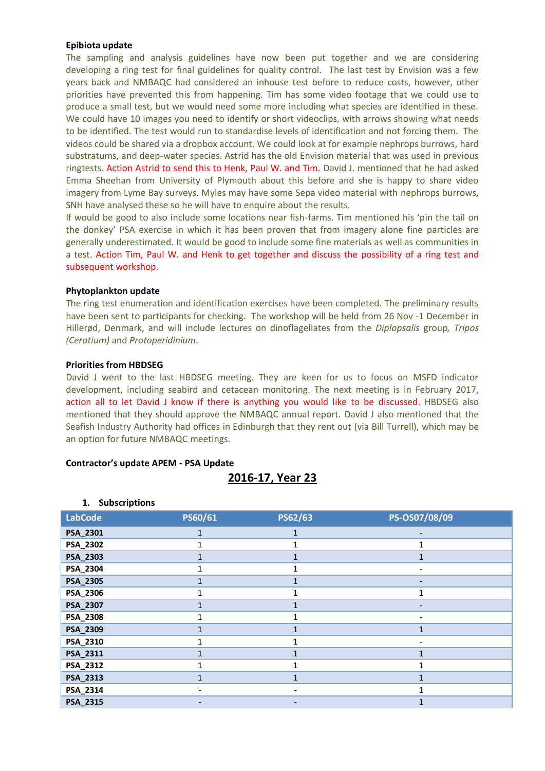**Epibiota update**

The sampling and analysis guidelines have now been put together and we are considering developing a ring test for final guidelines for quality control. The last test by Envision was a few years back and NMBAQC had considered an inhouse test before to reduce costs, however, other priorities have prevented this from happening. Tim has some video footage that we could use to produce a small test, but we would need some more including what species are identified in these. We could have 10 images you need to identify or short videoclips, with arrows showing what needs to be identified. The test would run to standardise levels of identification and not forcing them. The videos could be shared via a dropbox account. We could look at for example nephrops burrows, hard substratums, and deep-water species. Astrid has the old Envision material that was used in previous ringtests. Action Astrid to send this to Henk, Paul W. and Tim. David J. mentioned that he had asked Emma Sheehan from University of Plymouth about this before and she is happy to share video imagery from Lyme Bay surveys. Myles may have some Sepa video material with nephrops burrows, SNH have analysed these so he will have to enquire about the results.

If would be good to also include some locations near fish-farms. Tim mentioned his 'pin the tail on the donkey' PSA exercise in which it has been proven that from imagery alone fine particles are generally underestimated. It would be good to include some fine materials as well as communities in a test. Action Tim, Paul W. and Henk to get together and discuss the possibility of a ring test and subsequent workshop.

**Phytoplankton update**

The ring test enumeration and identification exercises have been completed. The preliminary results have been sent to participants for checking. The workshop will be held from 26 Nov -1 December in Hillerød, Denmark, and will include lectures on dinoflagellates from the *Diplopsalis* group, *Tripos (Ceratium)* and *Protoperidinium*.

**Priorities from HBDSEG**

David J went to the last HBDSEG meeting. They are keen for us to focus on MSFD indicator development, including seabird and cetacean monitoring. The next meeting is in February 2017, action all to let David J know if there is anything you would like to be discussed. HBDSEG also mentioned that they should approve the NMBAQC annual report. David J also mentioned that the Seafish Industry Authority had offices in Edinburgh that they rent out (via Bill Turrell), which may be an option for future NMBAQC meetings.

**Contractor's update APEM - PSA Update**

## 2016-17, Year 23

1. **Subscriptions**

| LabCode | PS60/61 | PS62/63 | PS-OS07/08/09 |
|---|---|---|---|
| **PSA_2301** | 1 | 1 | - |
| **PSA_2302** | 1 | 1 | 1 |
| **PSA_2303** | 1 | 1 | 1 |
| **PSA_2304** | 1 | 1 | - |
| **PSA_2305** | 1 | 1 | - |
| **PSA_2306** | 1 | 1 | 1 |
| **PSA_2307** | 1 | 1 | - |
| **PSA_2308** | 1 | 1 | - |
| **PSA_2309** | 1 | 1 | 1 |
| **PSA_2310** | 1 | 1 | - |
| **PSA_2311** | 1 | 1 | 1 |
| **PSA_2312** | 1 | 1 | 1 |
| **PSA_2313** | 1 | 1 | 1 |
| **PSA_2314** | - | - | 1 |
| **PSA_2315** | - | - | 1 |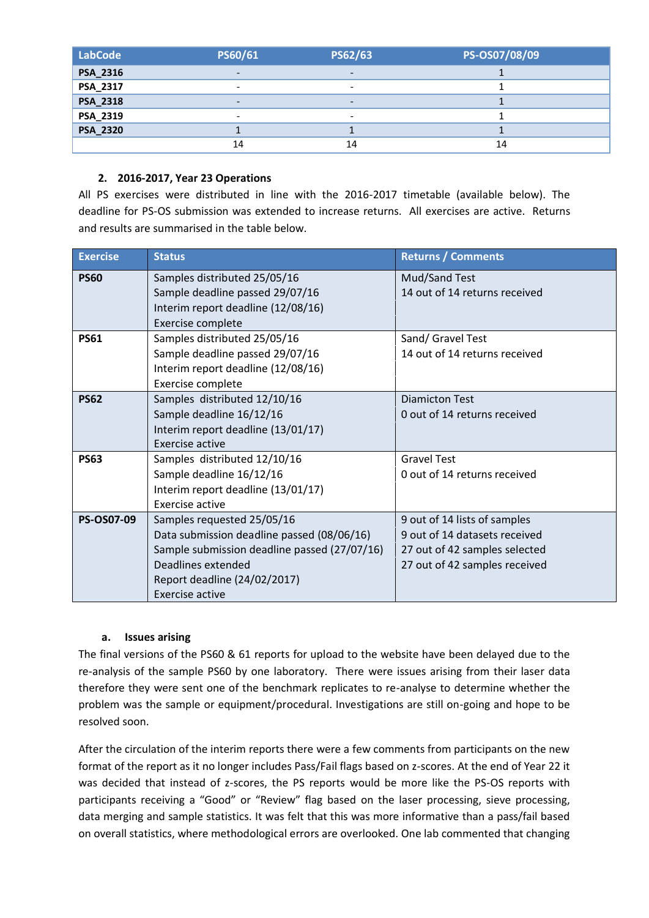| LabCode | PS60/61 | PS62/63 | PS-OS07/08/09 |
|---|---|---|---|
| PSA_2316 | - | - | 1 |
| PSA_2317 | - | - | 1 |
| PSA_2318 | - | - | 1 |
| PSA_2319 | - | - | 1 |
| PSA_2320 | 1 | 1 | 1 |
| | 14 | 14 | 14 |

## 2. 2016-2017, Year 23 Operations

All PS exercises were distributed in line with the 2016-2017 timetable (available below). The deadline for PS-OS submission was extended to increase returns. All exercises are active. Returns and results are summarised in the table below.

| Exercise | Status | Returns / Comments |
|---|---|---|
| **PS60** | Samples distributed 25/05/16<br>Sample deadline passed 29/07/16<br>Interim report deadline (12/08/16)<br>Exercise complete | Mud/Sand Test<br>14 out of 14 returns received |
| **PS61** | Samples distributed 25/05/16<br>Sample deadline passed 29/07/16<br>Interim report deadline (12/08/16)<br>Exercise complete | Sand/ Gravel Test<br>14 out of 14 returns received |
| **PS62** | Samples distributed 12/10/16<br>Sample deadline 16/12/16<br>Interim report deadline (13/01/17)<br>Exercise active | Diamicton Test<br>0 out of 14 returns received |
| **PS63** | Samples distributed 12/10/16<br>Sample deadline 16/12/16<br>Interim report deadline (13/01/17)<br>Exercise active | Gravel Test<br>0 out of 14 returns received |
| **PS-OS07-09** | Samples requested 25/05/16<br>Data submission deadline passed (08/06/16)<br>Sample submission deadline passed (27/07/16)<br>Deadlines extended<br>Report deadline (24/02/2017)<br>Exercise active | 9 out of 14 lists of samples<br>9 out of 14 datasets received<br>27 out of 42 samples selected<br>27 out of 42 samples received |

### a. Issues arising

The final versions of the PS60 & 61 reports for upload to the website have been delayed due to the re-analysis of the sample PS60 by one laboratory. There were issues arising from their laser data therefore they were sent one of the benchmark replicates to re-analyse to determine whether the problem was the sample or equipment/procedural. Investigations are still on-going and hope to be resolved soon.

After the circulation of the interim reports there were a few comments from participants on the new format of the report as it no longer includes Pass/Fail flags based on z-scores. At the end of Year 22 it was decided that instead of z-scores, the PS reports would be more like the PS-OS reports with participants receiving a "Good" or "Review" flag based on the laser processing, sieve processing, data merging and sample statistics. It was felt that this was more informative than a pass/fail based on overall statistics, where methodological errors are overlooked. One lab commented that changing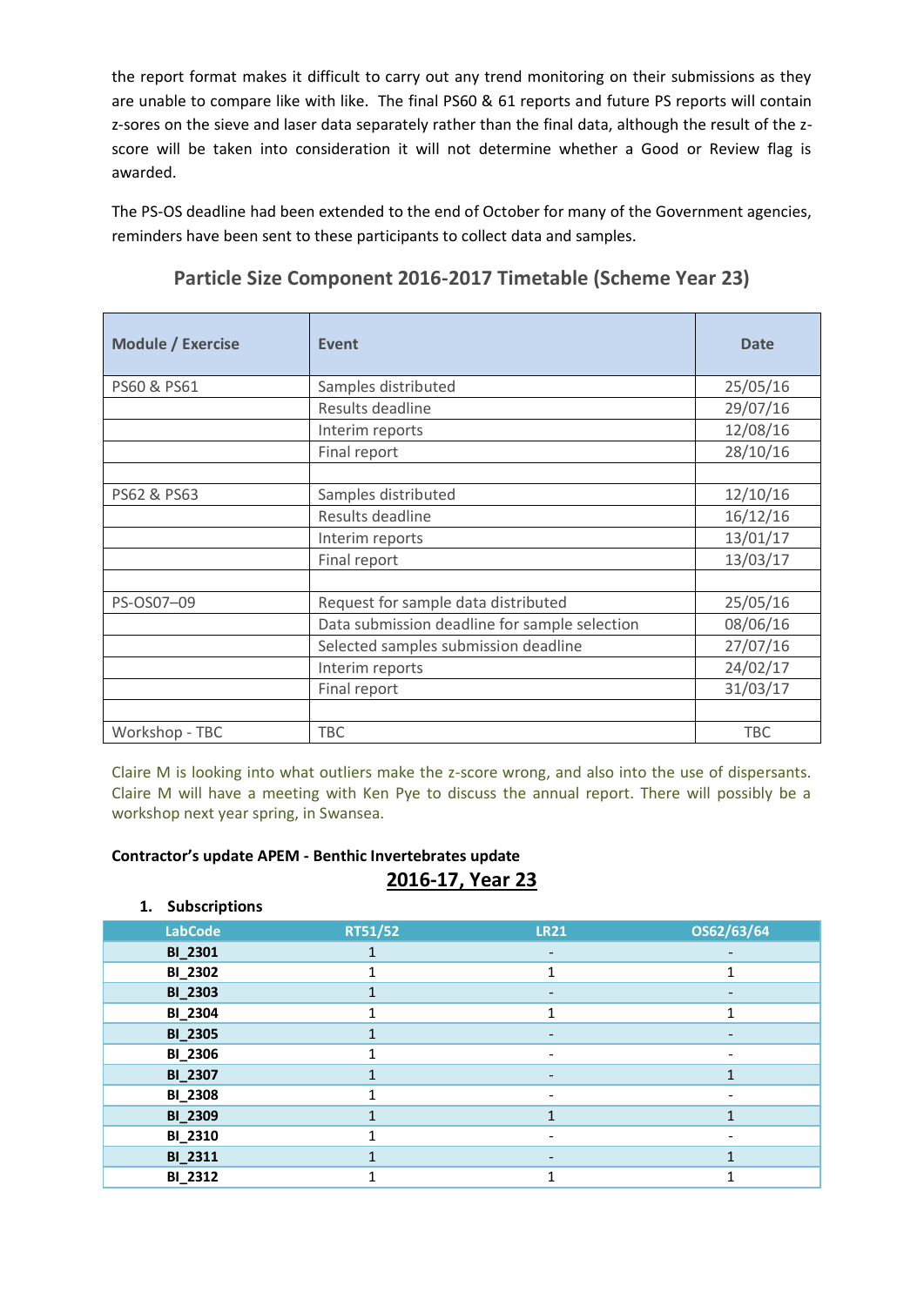the report format makes it difficult to carry out any trend monitoring on their submissions as they are unable to compare like with like. The final PS60 & 61 reports and future PS reports will contain z-sores on the sieve and laser data separately rather than the final data, although the result of the z-score will be taken into consideration it will not determine whether a Good or Review flag is awarded.

The PS-OS deadline had been extended to the end of October for many of the Government agencies, reminders have been sent to these participants to collect data and samples.

## Particle Size Component 2016-2017 Timetable (Scheme Year 23)

| Module / Exercise | Event | Date |
|---|---|---|
| PS60 & PS61 | Samples distributed | 25/05/16 |
| | Results deadline | 29/07/16 |
| | Interim reports | 12/08/16 |
| | Final report | 28/10/16 |
| | | |
| PS62 & PS63 | Samples distributed | 12/10/16 |
| | Results deadline | 16/12/16 |
| | Interim reports | 13/01/17 |
| | Final report | 13/03/17 |
| | | |
| PS-OS07–09 | Request for sample data distributed | 25/05/16 |
| | Data submission deadline for sample selection | 08/06/16 |
| | Selected samples submission deadline | 27/07/16 |
| | Interim reports | 24/02/17 |
| | Final report | 31/03/17 |
| | | |
| Workshop - TBC | TBC | TBC |

Claire M is looking into what outliers make the z-score wrong, and also into the use of dispersants. Claire M will have a meeting with Ken Pye to discuss the annual report. There will possibly be a workshop next year spring, in Swansea.

**Contractor's update APEM - Benthic Invertebrates update**

## 2016-17, Year 23

1. **Subscriptions**

| LabCode | RT51/52 | LR21 | OS62/63/64 |
|---|---|---|---|
| **BI_2301** | 1 | - | - |
| **BI_2302** | 1 | 1 | 1 |
| **BI_2303** | 1 | - | - |
| **BI_2304** | 1 | 1 | 1 |
| **BI_2305** | 1 | - | - |
| **BI_2306** | 1 | - | - |
| **BI_2307** | 1 | - | 1 |
| **BI_2308** | 1 | - | - |
| **BI_2309** | 1 | 1 | 1 |
| **BI_2310** | 1 | - | - |
| **BI_2311** | 1 | - | 1 |
| **BI_2312** | 1 | 1 | 1 |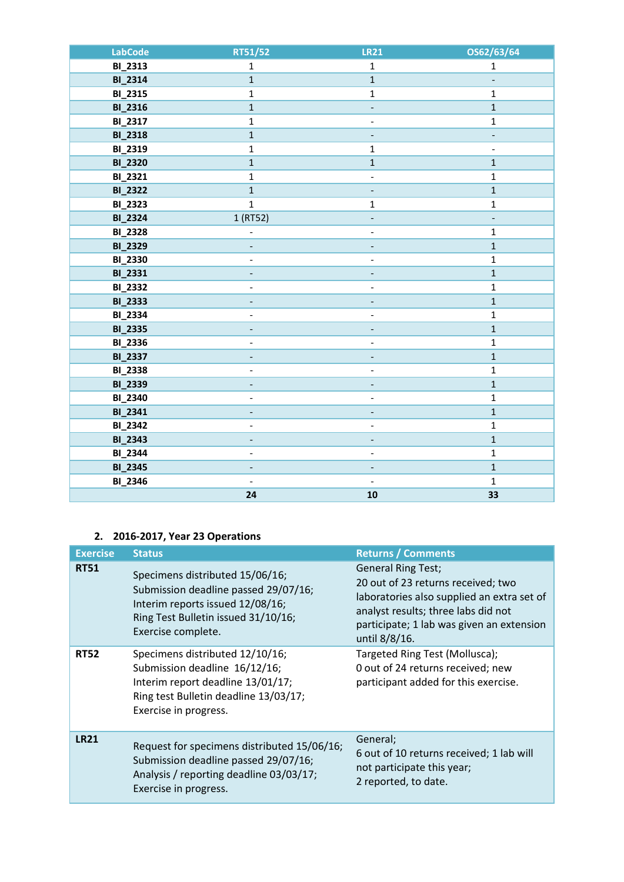| LabCode | RT51/52 | LR21 | OS62/63/64 |
|---|---|---|---|
| BI_2313 | 1 | 1 | 1 |
| BI_2314 | 1 | 1 | - |
| BI_2315 | 1 | 1 | 1 |
| BI_2316 | 1 | - | 1 |
| BI_2317 | 1 | - | 1 |
| BI_2318 | 1 | - | - |
| BI_2319 | 1 | 1 | - |
| BI_2320 | 1 | 1 | 1 |
| BI_2321 | 1 | - | 1 |
| BI_2322 | 1 | - | 1 |
| BI_2323 | 1 | 1 | 1 |
| BI_2324 | 1 (RT52) | - | - |
| BI_2328 | - | - | 1 |
| BI_2329 | - | - | 1 |
| BI_2330 | - | - | 1 |
| BI_2331 | - | - | 1 |
| BI_2332 | - | - | 1 |
| BI_2333 | - | - | 1 |
| BI_2334 | - | - | 1 |
| BI_2335 | - | - | 1 |
| BI_2336 | - | - | 1 |
| BI_2337 | - | - | 1 |
| BI_2338 | - | - | 1 |
| BI_2339 | - | - | 1 |
| BI_2340 | - | - | 1 |
| BI_2341 | - | - | 1 |
| BI_2342 | - | - | 1 |
| BI_2343 | - | - | 1 |
| BI_2344 | - | - | 1 |
| BI_2345 | - | - | 1 |
| BI_2346 | - | - | 1 |
| | **24** | **10** | **33** |

## 2. 2016-2017, Year 23 Operations

| Exercise | Status | Returns / Comments |
|---|---|---|
| **RT51** | Specimens distributed 15/06/16; Submission deadline passed 29/07/16; Interim reports issued 12/08/16; Ring Test Bulletin issued 31/10/16; Exercise complete. | General Ring Test; 20 out of 23 returns received; two laboratories also supplied an extra set of analyst results; three labs did not participate; 1 lab was given an extension until 8/8/16. |
| **RT52** | Specimens distributed 12/10/16; Submission deadline 16/12/16; Interim report deadline 13/01/17; Ring test Bulletin deadline 13/03/17; Exercise in progress. | Targeted Ring Test (Mollusca); 0 out of 24 returns received; new participant added for this exercise. |
| **LR21** | Request for specimens distributed 15/06/16; Submission deadline passed 29/07/16; Analysis / reporting deadline 03/03/17; Exercise in progress. | General; 6 out of 10 returns received; 1 lab will not participate this year; 2 reported, to date. |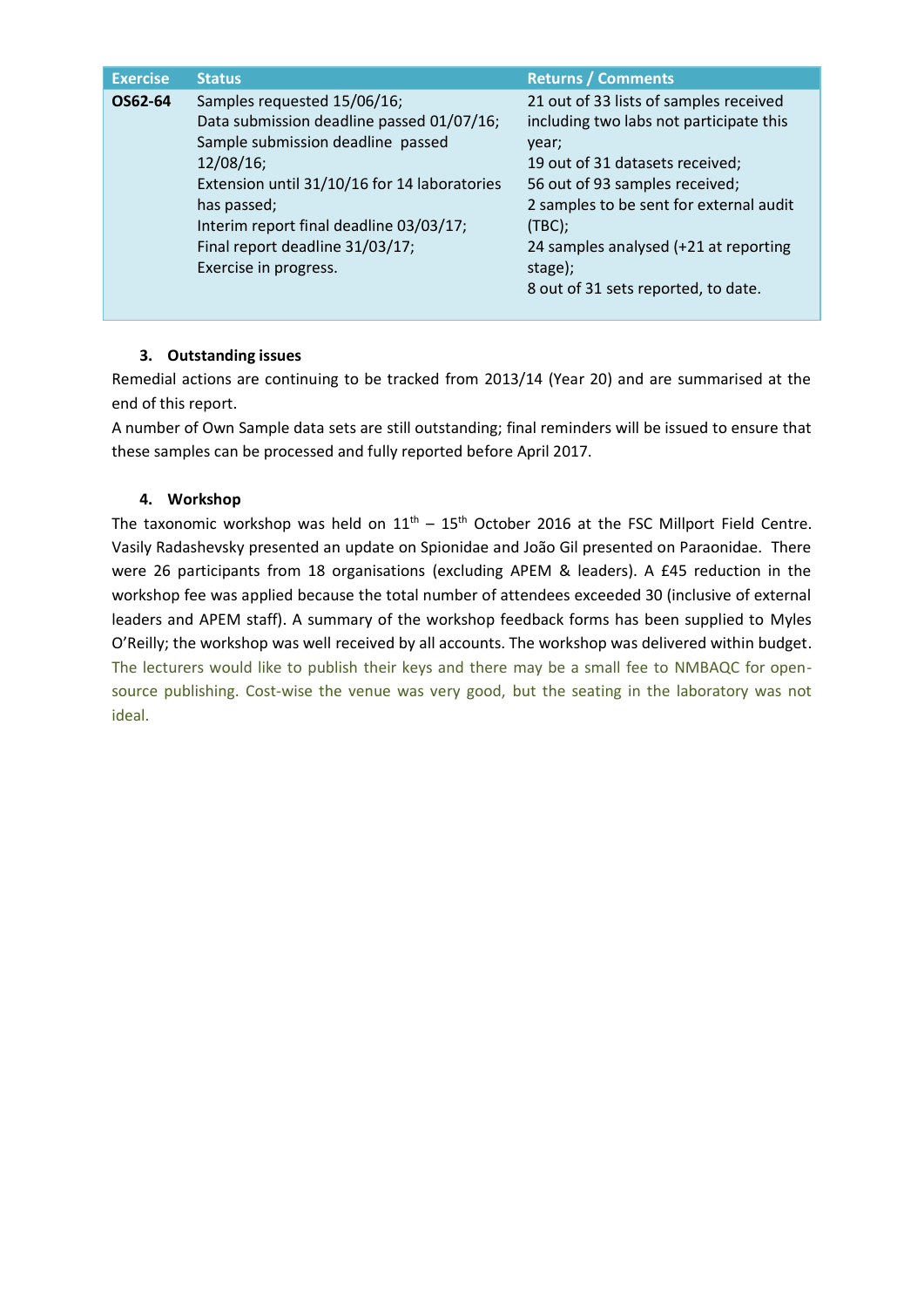| Exercise | Status | Returns / Comments |
|---|---|---|
| **OS62-64** | Samples requested 15/06/16;<br>Data submission deadline passed 01/07/16;<br>Sample submission deadline passed 12/08/16;<br>Extension until 31/10/16 for 14 laboratories has passed;<br>Interim report final deadline 03/03/17;<br>Final report deadline 31/03/17;<br>Exercise in progress. | 21 out of 33 lists of samples received including two labs not participate this year;<br>19 out of 31 datasets received;<br>56 out of 93 samples received;<br>2 samples to be sent for external audit (TBC);<br>24 samples analysed (+21 at reporting stage);<br>8 out of 31 sets reported, to date. |

### 3. Outstanding issues

Remedial actions are continuing to be tracked from 2013/14 (Year 20) and are summarised at the end of this report.

A number of Own Sample data sets are still outstanding; final reminders will be issued to ensure that these samples can be processed and fully reported before April 2017.

### 4. Workshop

The taxonomic workshop was held on 11th – 15th October 2016 at the FSC Millport Field Centre. Vasily Radashevsky presented an update on Spionidae and João Gil presented on Paraonidae. There were 26 participants from 18 organisations (excluding APEM & leaders). A £45 reduction in the workshop fee was applied because the total number of attendees exceeded 30 (inclusive of external leaders and APEM staff). A summary of the workshop feedback forms has been supplied to Myles O'Reilly; the workshop was well received by all accounts. The workshop was delivered within budget. The lecturers would like to publish their keys and there may be a small fee to NMBAQC for open-source publishing. Cost-wise the venue was very good, but the seating in the laboratory was not ideal.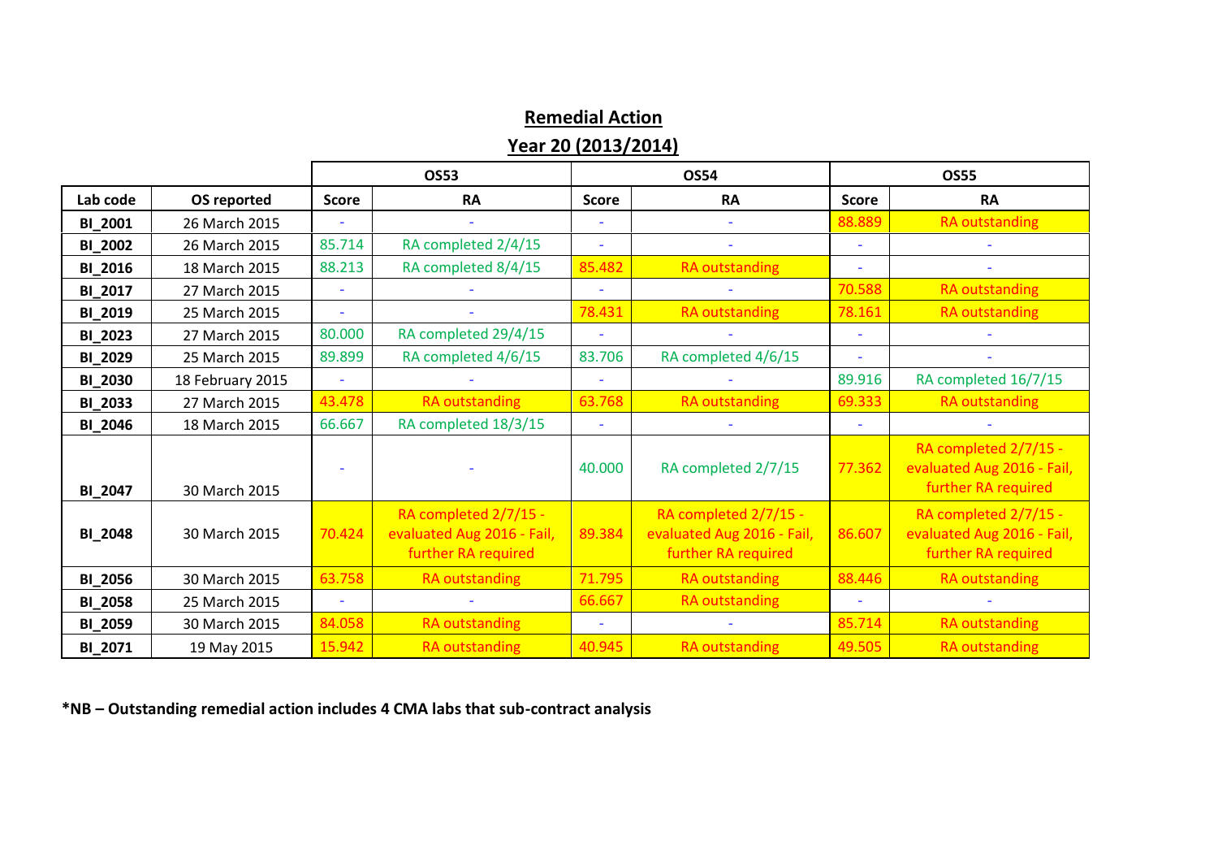## Remedial Action

### Year 20 (2013/2014)

| | | OS53 | | OS54 | | OS55 | |
|---|---|---|---|---|---|---|---|
| **Lab code** | **OS reported** | **Score** | **RA** | **Score** | **RA** | **Score** | **RA** |
| **BI_2001** | 26 March 2015 | - | - | - | - | 88.889 | RA outstanding |
| **BI_2002** | 26 March 2015 | 85.714 | RA completed 2/4/15 | - | - | - | - |
| **BI_2016** | 18 March 2015 | 88.213 | RA completed 8/4/15 | 85.482 | RA outstanding | - | - |
| **BI_2017** | 27 March 2015 | - | - | - | - | 70.588 | RA outstanding |
| **BI_2019** | 25 March 2015 | - | - | 78.431 | RA outstanding | 78.161 | RA outstanding |
| **BI_2023** | 27 March 2015 | 80.000 | RA completed 29/4/15 | - | - | - | - |
| **BI_2029** | 25 March 2015 | 89.899 | RA completed 4/6/15 | 83.706 | RA completed 4/6/15 | - | - |
| **BI_2030** | 18 February 2015 | - | - | - | - | 89.916 | RA completed 16/7/15 |
| **BI_2033** | 27 March 2015 | 43.478 | RA outstanding | 63.768 | RA outstanding | 69.333 | RA outstanding |
| **BI_2046** | 18 March 2015 | 66.667 | RA completed 18/3/15 | - | - | - | - |
| **BI_2047** | 30 March 2015 | - | - | 40.000 | RA completed 2/7/15 | 77.362 | RA completed 2/7/15 - evaluated Aug 2016 - Fail, further RA required |
| **BI_2048** | 30 March 2015 | 70.424 | RA completed 2/7/15 - evaluated Aug 2016 - Fail, further RA required | 89.384 | RA completed 2/7/15 - evaluated Aug 2016 - Fail, further RA required | 86.607 | RA completed 2/7/15 - evaluated Aug 2016 - Fail, further RA required |
| **BI_2056** | 30 March 2015 | 63.758 | RA outstanding | 71.795 | RA outstanding | 88.446 | RA outstanding |
| **BI_2058** | 25 March 2015 | - | - | 66.667 | RA outstanding | - | - |
| **BI_2059** | 30 March 2015 | 84.058 | RA outstanding | - | - | 85.714 | RA outstanding |
| **BI_2071** | 19 May 2015 | 15.942 | RA outstanding | 40.945 | RA outstanding | 49.505 | RA outstanding |

**\*NB – Outstanding remedial action includes 4 CMA labs that sub-contract analysis**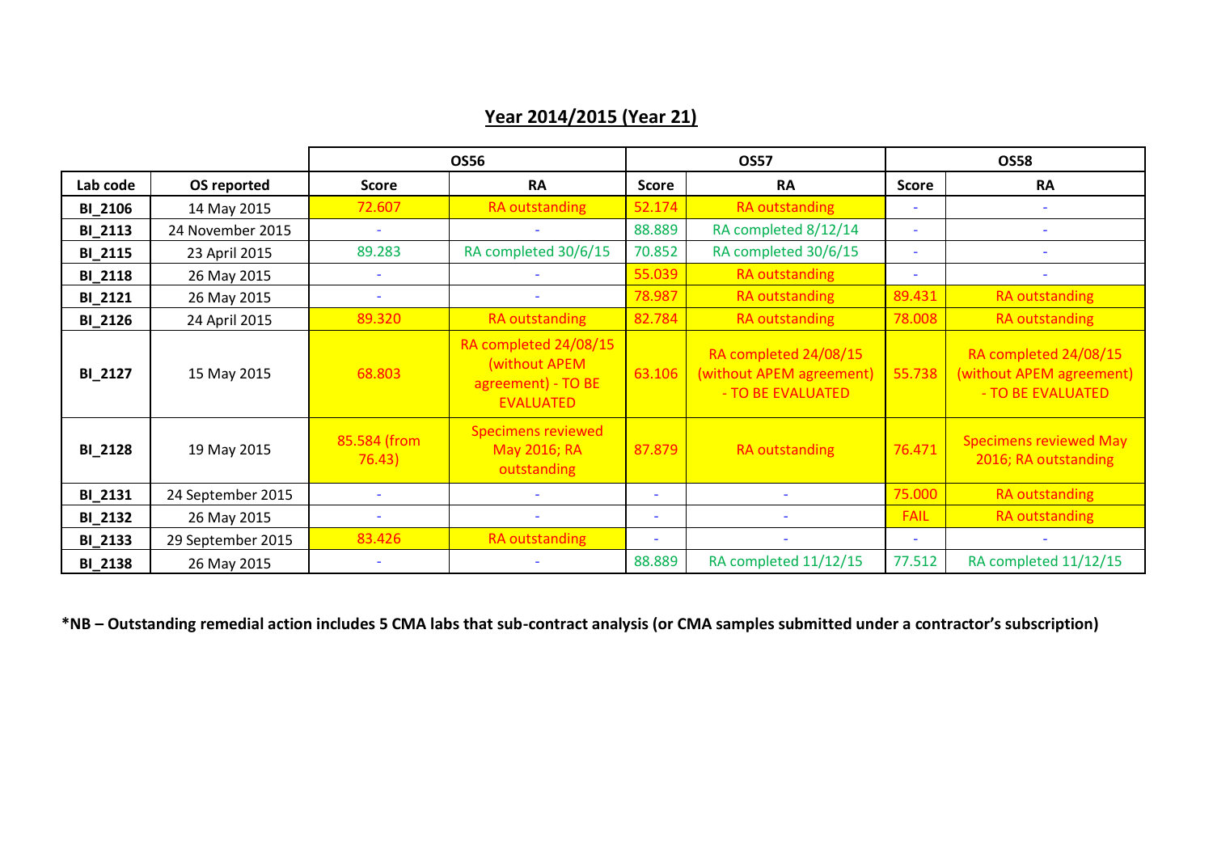## Year 2014/2015 (Year 21)

| | | OS56 | | OS57 | | OS58 | |
|---|---|---|---|---|---|---|---|
| **Lab code** | **OS reported** | **Score** | **RA** | **Score** | **RA** | **Score** | **RA** |
| **BI_2106** | 14 May 2015 | 72.607 | RA outstanding | 52.174 | RA outstanding | - | - |
| **BI_2113** | 24 November 2015 | - | - | 88.889 | RA completed 8/12/14 | - | - |
| **BI_2115** | 23 April 2015 | 89.283 | RA completed 30/6/15 | 70.852 | RA completed 30/6/15 | - | - |
| **BI_2118** | 26 May 2015 | - | - | 55.039 | RA outstanding | - | - |
| **BI_2121** | 26 May 2015 | - | - | 78.987 | RA outstanding | 89.431 | RA outstanding |
| **BI_2126** | 24 April 2015 | 89.320 | RA outstanding | 82.784 | RA outstanding | 78.008 | RA outstanding |
| **BI_2127** | 15 May 2015 | 68.803 | RA completed 24/08/15 (without APEM agreement) - TO BE EVALUATED | 63.106 | RA completed 24/08/15 (without APEM agreement) - TO BE EVALUATED | 55.738 | RA completed 24/08/15 (without APEM agreement) - TO BE EVALUATED |
| **BI_2128** | 19 May 2015 | 85.584 (from 76.43) | Specimens reviewed May 2016; RA outstanding | 87.879 | RA outstanding | 76.471 | Specimens reviewed May 2016; RA outstanding |
| **BI_2131** | 24 September 2015 | - | - | - | - | 75.000 | RA outstanding |
| **BI_2132** | 26 May 2015 | - | - | - | - | FAIL | RA outstanding |
| **BI_2133** | 29 September 2015 | 83.426 | RA outstanding | - | - | - | - |
| **BI_2138** | 26 May 2015 | - | - | 88.889 | RA completed 11/12/15 | 77.512 | RA completed 11/12/15 |

**\*NB – Outstanding remedial action includes 5 CMA labs that sub-contract analysis (or CMA samples submitted under a contractor's subscription)**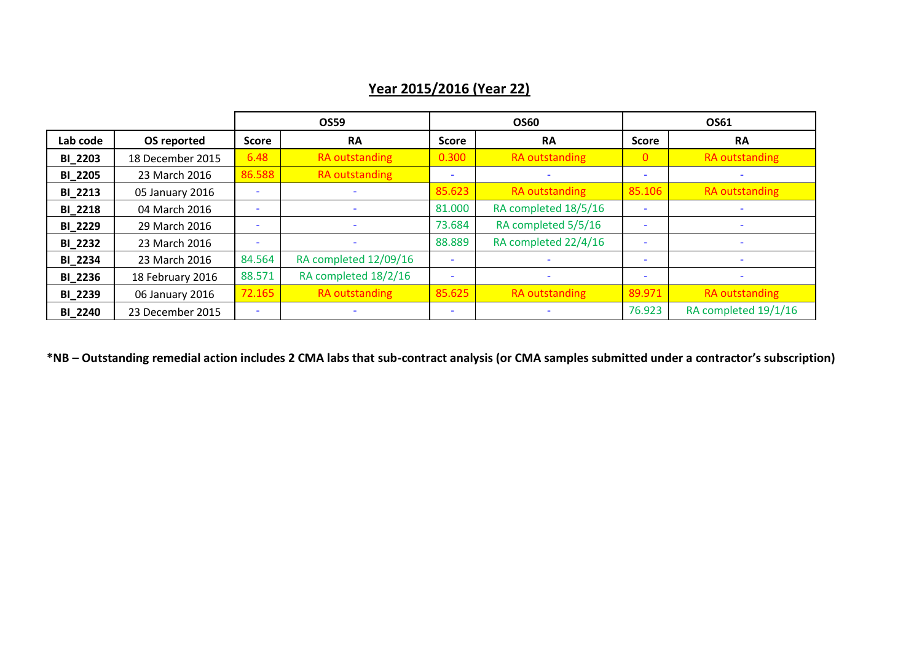## Year 2015/2016 (Year 22)

| | | OS59 | | OS60 | | OS61 | |
|---|---|---|---|---|---|---|---|
| **Lab code** | **OS reported** | **Score** | **RA** | **Score** | **RA** | **Score** | **RA** |
| **BI_2203** | 18 December 2015 | 6.48 | RA outstanding | 0.300 | RA outstanding | 0 | RA outstanding |
| **BI_2205** | 23 March 2016 | 86.588 | RA outstanding | - | - | - | - |
| **BI_2213** | 05 January 2016 | - | - | 85.623 | RA outstanding | 85.106 | RA outstanding |
| **BI_2218** | 04 March 2016 | - | - | 81.000 | RA completed 18/5/16 | - | - |
| **BI_2229** | 29 March 2016 | - | - | 73.684 | RA completed 5/5/16 | - | - |
| **BI_2232** | 23 March 2016 | - | - | 88.889 | RA completed 22/4/16 | - | - |
| **BI_2234** | 23 March 2016 | 84.564 | RA completed 12/09/16 | - | - | - | - |
| **BI_2236** | 18 February 2016 | 88.571 | RA completed 18/2/16 | - | - | - | - |
| **BI_2239** | 06 January 2016 | 72.165 | RA outstanding | 85.625 | RA outstanding | 89.971 | RA outstanding |
| **BI_2240** | 23 December 2015 | - | - | - | - | 76.923 | RA completed 19/1/16 |

**\*NB – Outstanding remedial action includes 2 CMA labs that sub-contract analysis (or CMA samples submitted under a contractor's subscription)**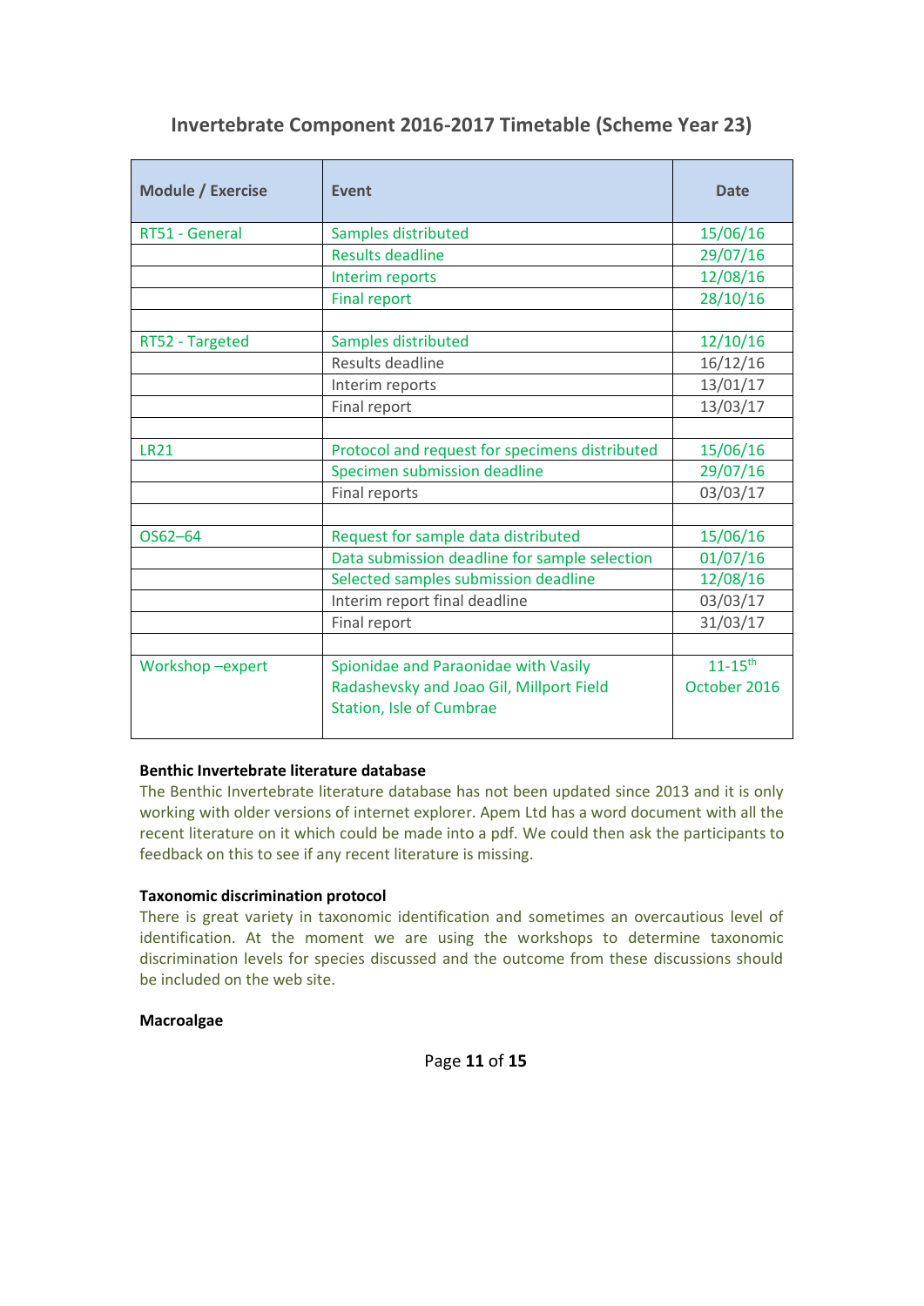## Invertebrate Component 2016-2017 Timetable (Scheme Year 23)

| Module / Exercise | Event | Date |
|---|---|---|
| RT51 - General | Samples distributed | 15/06/16 |
| | Results deadline | 29/07/16 |
| | Interim reports | 12/08/16 |
| | Final report | 28/10/16 |
| | | |
| RT52 - Targeted | Samples distributed | 12/10/16 |
| | Results deadline | 16/12/16 |
| | Interim reports | 13/01/17 |
| | Final report | 13/03/17 |
| | | |
| LR21 | Protocol and request for specimens distributed | 15/06/16 |
| | Specimen submission deadline | 29/07/16 |
| | Final reports | 03/03/17 |
| | | |
| OS62–64 | Request for sample data distributed | 15/06/16 |
| | Data submission deadline for sample selection | 01/07/16 |
| | Selected samples submission deadline | 12/08/16 |
| | Interim report final deadline | 03/03/17 |
| | Final report | 31/03/17 |
| | | |
| Workshop –expert | Spionidae and Paraonidae with Vasily Radashevsky and Joao Gil, Millport Field Station, Isle of Cumbrae | 11-15th October 2016 |

**Benthic Invertebrate literature database**

The Benthic Invertebrate literature database has not been updated since 2013 and it is only working with older versions of internet explorer. Apem Ltd has a word document with all the recent literature on it which could be made into a pdf. We could then ask the participants to feedback on this to see if any recent literature is missing.

**Taxonomic discrimination protocol**

There is great variety in taxonomic identification and sometimes an overcautious level of identification. At the moment we are using the workshops to determine taxonomic discrimination levels for species discussed and the outcome from these discussions should be included on the web site.

**Macroalgae**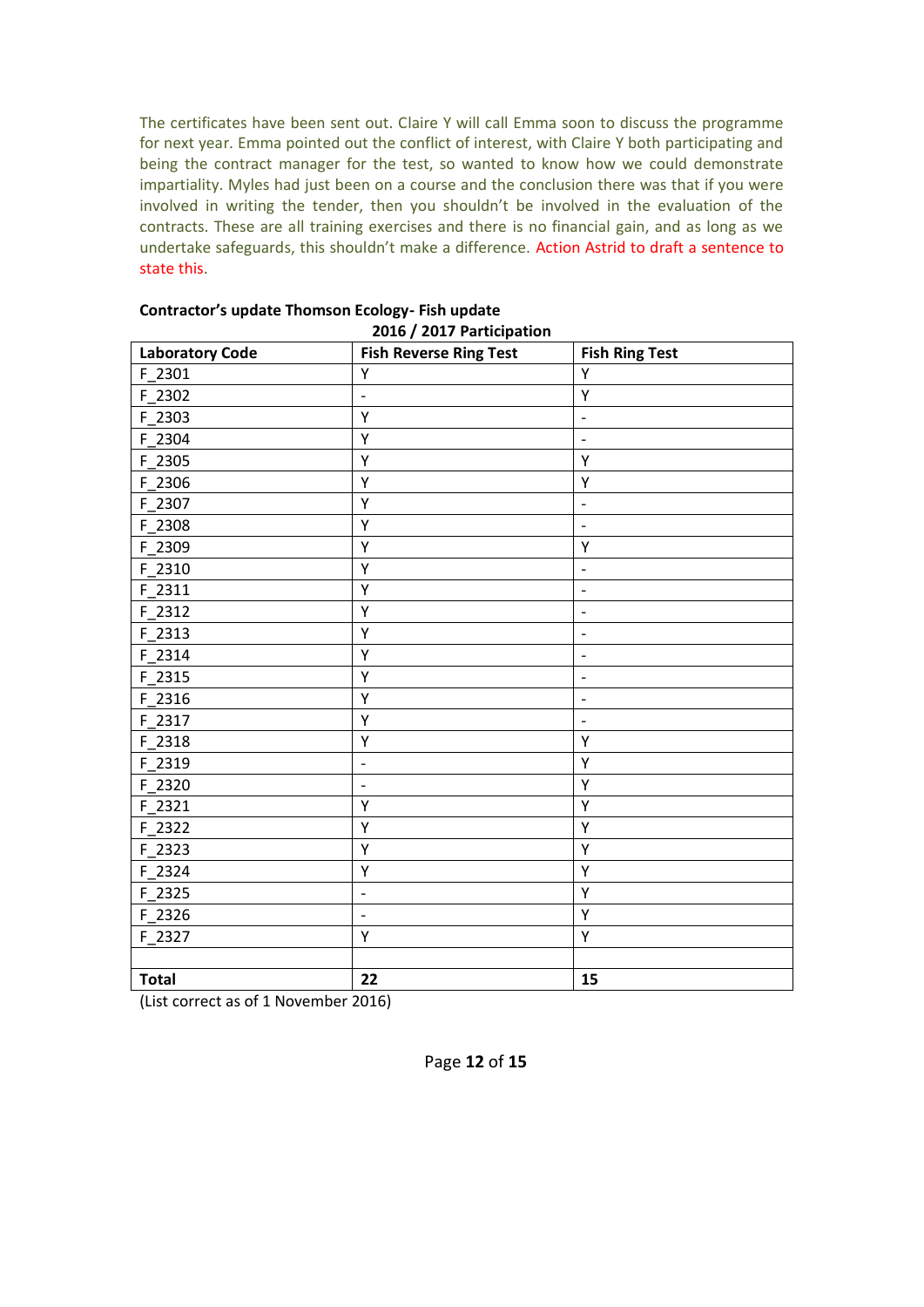The certificates have been sent out. Claire Y will call Emma soon to discuss the programme for next year. Emma pointed out the conflict of interest, with Claire Y both participating and being the contract manager for the test, so wanted to know how we could demonstrate impartiality. Myles had just been on a course and the conclusion there was that if you were involved in writing the tender, then you shouldn't be involved in the evaluation of the contracts. These are all training exercises and there is no financial gain, and as long as we undertake safeguards, this shouldn't make a difference. Action Astrid to draft a sentence to state this.

**Contractor's update Thomson Ecology- Fish update**

**2016 / 2017 Participation**

| Laboratory Code | Fish Reverse Ring Test | Fish Ring Test |
|---|---|---|
| F_2301 | Y | Y |
| F_2302 | - | Y |
| F_2303 | Y | - |
| F_2304 | Y | - |
| F_2305 | Y | Y |
| F_2306 | Y | Y |
| F_2307 | Y | - |
| F_2308 | Y | - |
| F_2309 | Y | Y |
| F_2310 | Y | - |
| F_2311 | Y | - |
| F_2312 | Y | - |
| F_2313 | Y | - |
| F_2314 | Y | - |
| F_2315 | Y | - |
| F_2316 | Y | - |
| F_2317 | Y | - |
| F_2318 | Y | Y |
| F_2319 | - | Y |
| F_2320 | - | Y |
| F_2321 | Y | Y |
| F_2322 | Y | Y |
| F_2323 | Y | Y |
| F_2324 | Y | Y |
| F_2325 | - | Y |
| F_2326 | - | Y |
| F_2327 | Y | Y |
| | | |
| **Total** | **22** | **15** |

(List correct as of 1 November 2016)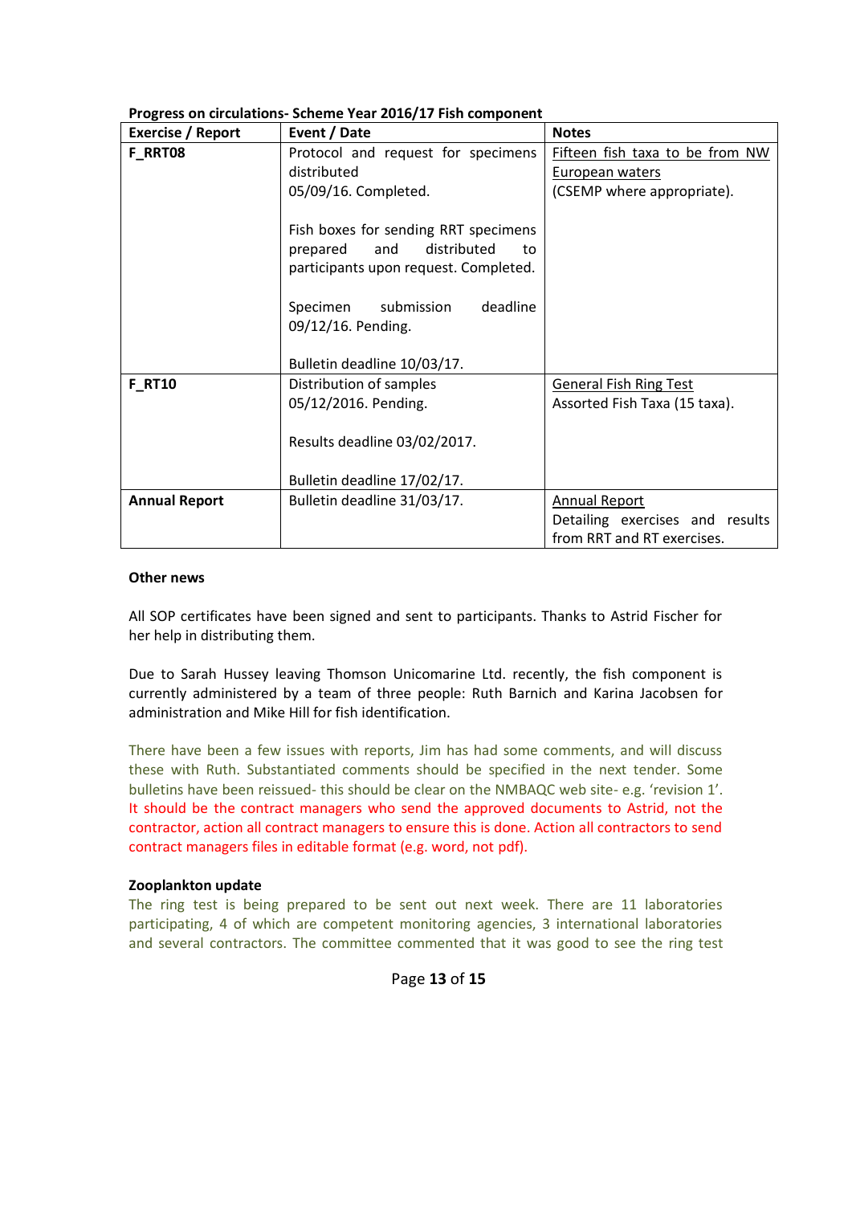**Progress on circulations- Scheme Year 2016/17 Fish component**

| Exercise / Report | Event / Date | Notes |
|---|---|---|
| **F_RRT08** | Protocol and request for specimens distributed 05/09/16. Completed.<br><br>Fish boxes for sending RRT specimens prepared and distributed to participants upon request. Completed.<br><br>Specimen submission deadline 09/12/16. Pending.<br><br>Bulletin deadline 10/03/17. | Fifteen fish taxa to be from NW European waters (CSEMP where appropriate). |
| **F_RT10** | Distribution of samples 05/12/2016. Pending.<br><br>Results deadline 03/02/2017.<br><br>Bulletin deadline 17/02/17. | General Fish Ring Test<br>Assorted Fish Taxa (15 taxa). |
| **Annual Report** | Bulletin deadline 31/03/17. | Annual Report<br>Detailing exercises and results from RRT and RT exercises. |

**Other news**

All SOP certificates have been signed and sent to participants. Thanks to Astrid Fischer for her help in distributing them.

Due to Sarah Hussey leaving Thomson Unicomarine Ltd. recently, the fish component is currently administered by a team of three people: Ruth Barnich and Karina Jacobsen for administration and Mike Hill for fish identification.

There have been a few issues with reports, Jim has had some comments, and will discuss these with Ruth. Substantiated comments should be specified in the next tender. Some bulletins have been reissued- this should be clear on the NMBAQC web site- e.g. 'revision 1'. It should be the contract managers who send the approved documents to Astrid, not the contractor, action all contract managers to ensure this is done. Action all contractors to send contract managers files in editable format (e.g. word, not pdf).

**Zooplankton update**

The ring test is being prepared to be sent out next week. There are 11 laboratories participating, 4 of which are competent monitoring agencies, 3 international laboratories and several contractors. The committee commented that it was good to see the ring test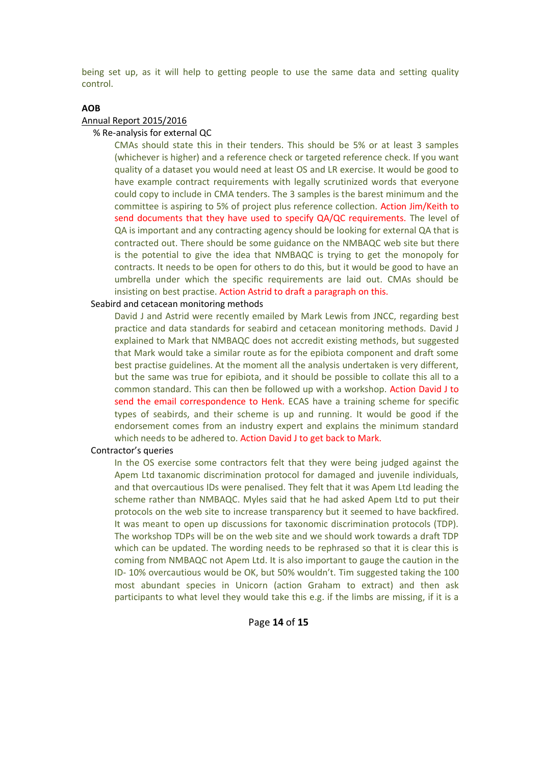being set up, as it will help to getting people to use the same data and setting quality control.

**AOB**

Annual Report 2015/2016

% Re-analysis for external QC

CMAs should state this in their tenders. This should be 5% or at least 3 samples (whichever is higher) and a reference check or targeted reference check. If you want quality of a dataset you would need at least OS and LR exercise. It would be good to have example contract requirements with legally scrutinized words that everyone could copy to include in CMA tenders. The 3 samples is the barest minimum and the committee is aspiring to 5% of project plus reference collection. Action Jim/Keith to send documents that they have used to specify QA/QC requirements. The level of QA is important and any contracting agency should be looking for external QA that is contracted out. There should be some guidance on the NMBAQC web site but there is the potential to give the idea that NMBAQC is trying to get the monopoly for contracts. It needs to be open for others to do this, but it would be good to have an umbrella under which the specific requirements are laid out. CMAs should be insisting on best practise. Action Astrid to draft a paragraph on this.

Seabird and cetacean monitoring methods

David J and Astrid were recently emailed by Mark Lewis from JNCC, regarding best practice and data standards for seabird and cetacean monitoring methods. David J explained to Mark that NMBAQC does not accredit existing methods, but suggested that Mark would take a similar route as for the epibiota component and draft some best practise guidelines. At the moment all the analysis undertaken is very different, but the same was true for epibiota, and it should be possible to collate this all to a common standard. This can then be followed up with a workshop. Action David J to send the email correspondence to Henk. ECAS have a training scheme for specific types of seabirds, and their scheme is up and running. It would be good if the endorsement comes from an industry expert and explains the minimum standard which needs to be adhered to. Action David J to get back to Mark.

Contractor's queries

In the OS exercise some contractors felt that they were being judged against the Apem Ltd taxonomic discrimination protocol for damaged and juvenile individuals, and that overcautious IDs were penalised. They felt that it was Apem Ltd leading the scheme rather than NMBAQC. Myles said that he had asked Apem Ltd to put their protocols on the web site to increase transparency but it seemed to have backfired. It was meant to open up discussions for taxonomic discrimination protocols (TDP). The workshop TDPs will be on the web site and we should work towards a draft TDP which can be updated. The wording needs to be rephrased so that it is clear this is coming from NMBAQC not Apem Ltd. It is also important to gauge the caution in the ID- 10% overcautious would be OK, but 50% wouldn't. Tim suggested taking the 100 most abundant species in Unicorn (action Graham to extract) and then ask participants to what level they would take this e.g. if the limbs are missing, if it is a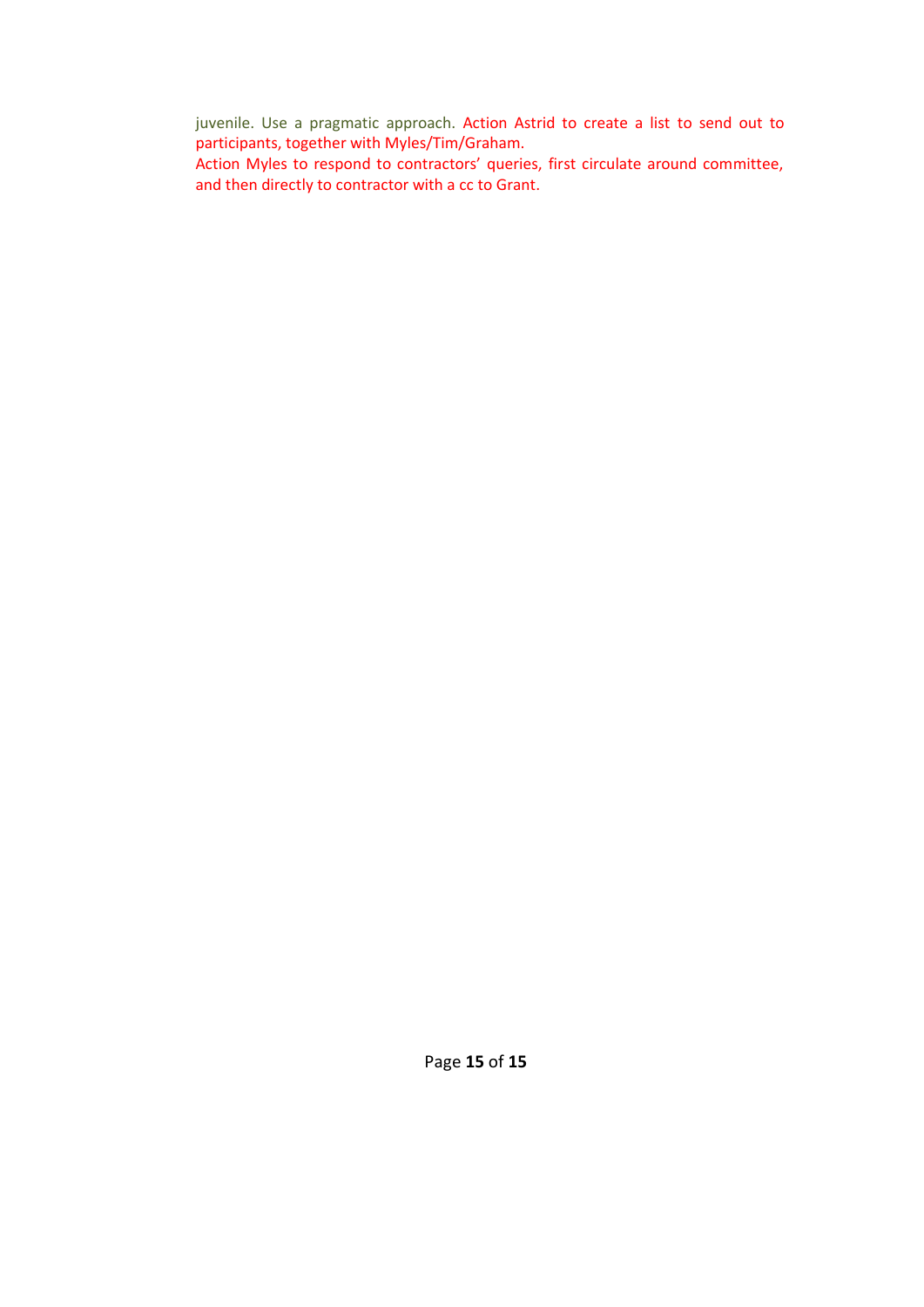juvenile. Use a pragmatic approach. Action Astrid to create a list to send out to participants, together with Myles/Tim/Graham.
Action Myles to respond to contractors' queries, first circulate around committee, and then directly to contractor with a cc to Grant.